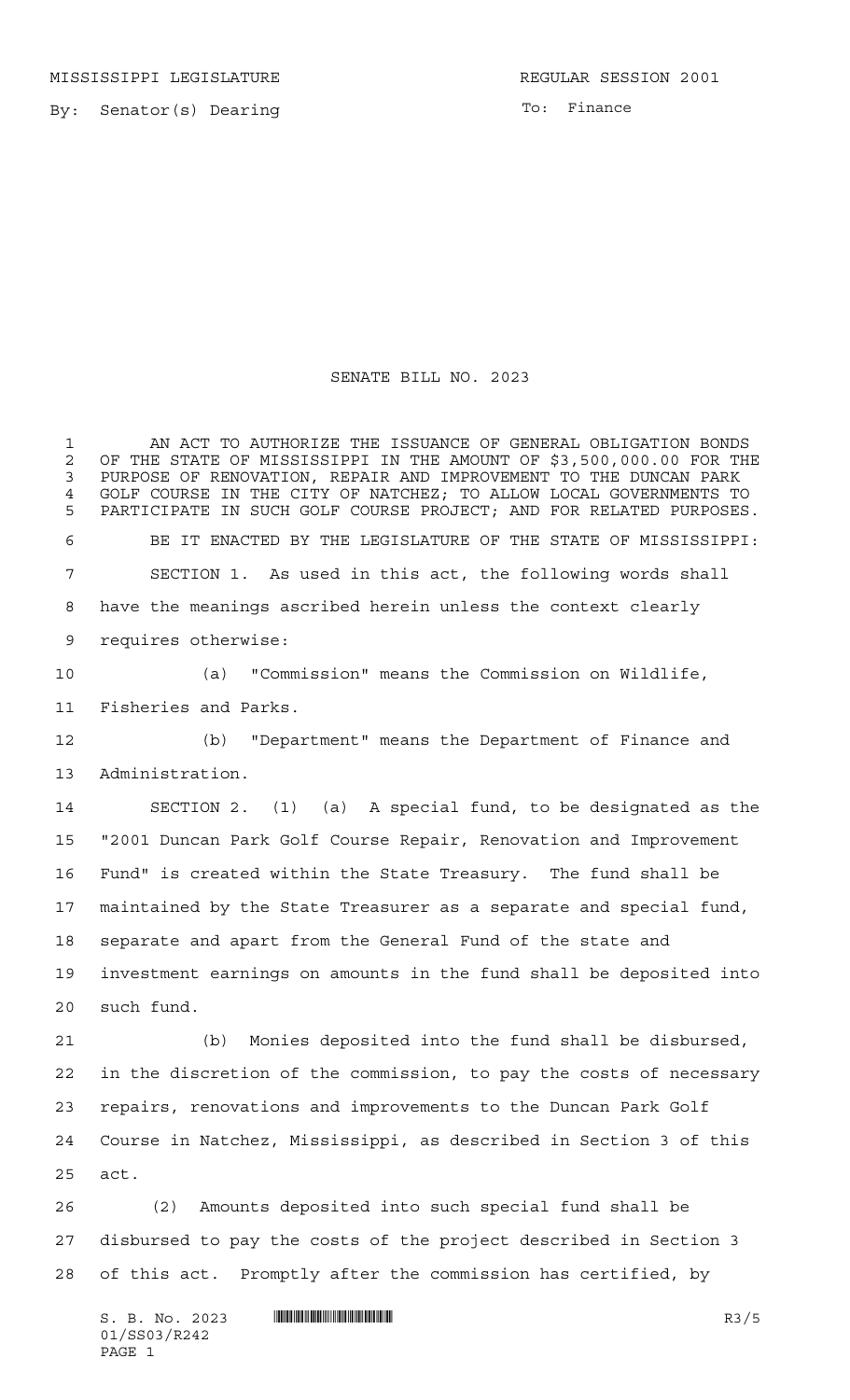MISSISSIPPI LEGISLATURE REGULAR SESSION 2001

By: Senator(s) Dearing

To: Finance

# SENATE BILL NO. 2023

AN ACT TO AUTHORIZE THE ISSUANCE OF GENERAL OBLIGATION BONDS OF THE STATE OF MISSISSIPPI IN THE AMOUNT OF $3,500,000.00 FOR THE PURPOSE OF RENOVATION, REPAIR AND IMPROVEMENT TO THE DUNCAN PARK GOLF COURSE IN THE CITY OF NATCHEZ; TO ALLOW LOCAL GOVERNMENTS TO PARTICIPATE IN SUCH GOLF COURSE PROJECT; AND FOR RELATED PURPOSES.

BE IT ENACTED BY THE LEGISLATURE OF THE STATE OF MISSISSIPPI:

SECTION 1. As used in this act, the following words shall have the meanings ascribed herein unless the context clearly requires otherwise:

(a) "Commission" means the Commission on Wildlife, Fisheries and Parks.

(b) "Department" means the Department of Finance and Administration.

SECTION 2. (1) (a) A special fund, to be designated as the "2001 Duncan Park Golf Course Repair, Renovation and Improvement Fund" is created within the State Treasury. The fund shall be maintained by the State Treasurer as a separate and special fund, separate and apart from the General Fund of the state and investment earnings on amounts in the fund shall be deposited into such fund.

(b) Monies deposited into the fund shall be disbursed, in the discretion of the commission, to pay the costs of necessary repairs, renovations and improvements to the Duncan Park Golf Course in Natchez, Mississippi, as described in Section 3 of this act.

(2) Amounts deposited into such special fund shall be disbursed to pay the costs of the project described in Section 3 of this act. Promptly after the commission has certified, by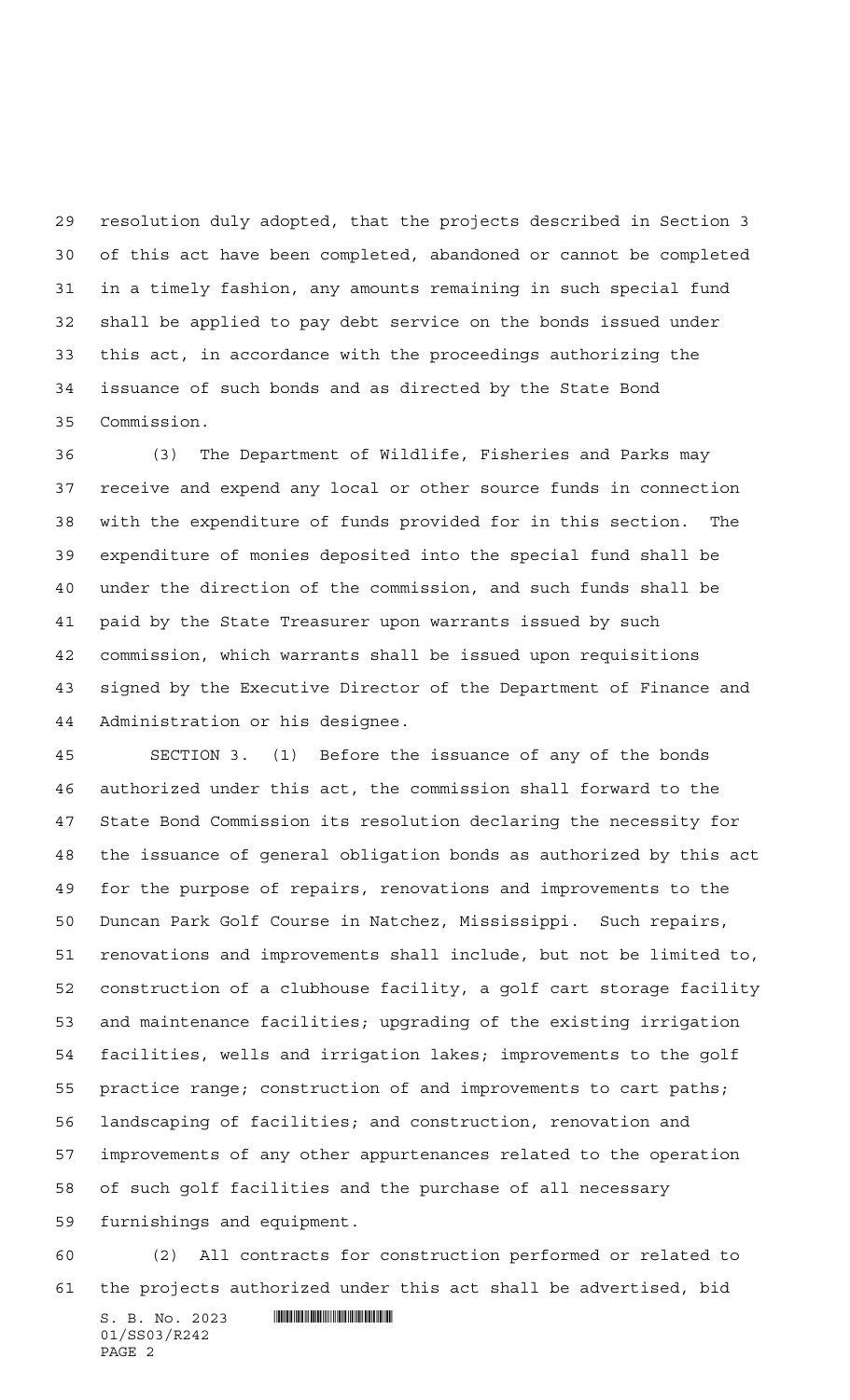resolution duly adopted, that the projects described in Section 3 of this act have been completed, abandoned or cannot be completed in a timely fashion, any amounts remaining in such special fund shall be applied to pay debt service on the bonds issued under this act, in accordance with the proceedings authorizing the issuance of such bonds and as directed by the State Bond Commission.

(3) The Department of Wildlife, Fisheries and Parks may receive and expend any local or other source funds in connection with the expenditure of funds provided for in this section. The expenditure of monies deposited into the special fund shall be under the direction of the commission, and such funds shall be paid by the State Treasurer upon warrants issued by such commission, which warrants shall be issued upon requisitions signed by the Executive Director of the Department of Finance and Administration or his designee.

SECTION 3. (1) Before the issuance of any of the bonds authorized under this act, the commission shall forward to the State Bond Commission its resolution declaring the necessity for the issuance of general obligation bonds as authorized by this act for the purpose of repairs, renovations and improvements to the Duncan Park Golf Course in Natchez, Mississippi. Such repairs, renovations and improvements shall include, but not be limited to, construction of a clubhouse facility, a golf cart storage facility and maintenance facilities; upgrading of the existing irrigation facilities, wells and irrigation lakes; improvements to the golf practice range; construction of and improvements to cart paths; landscaping of facilities; and construction, renovation and improvements of any other appurtenances related to the operation of such golf facilities and the purchase of all necessary furnishings and equipment.

(2) All contracts for construction performed or related to the projects authorized under this act shall be advertised, bid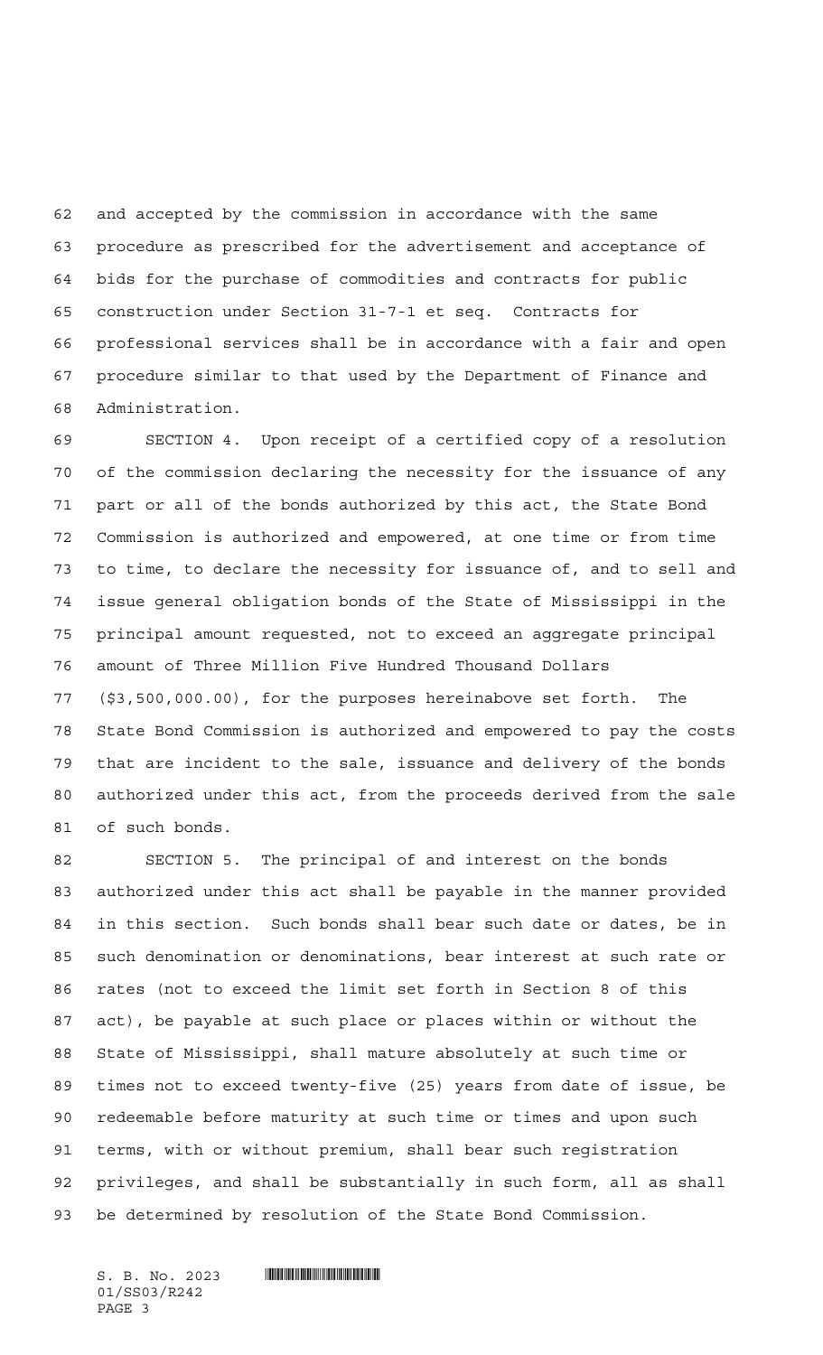and accepted by the commission in accordance with the same procedure as prescribed for the advertisement and acceptance of bids for the purchase of commodities and contracts for public construction under Section 31-7-1 et seq. Contracts for professional services shall be in accordance with a fair and open procedure similar to that used by the Department of Finance and Administration.

SECTION 4. Upon receipt of a certified copy of a resolution of the commission declaring the necessity for the issuance of any part or all of the bonds authorized by this act, the State Bond Commission is authorized and empowered, at one time or from time to time, to declare the necessity for issuance of, and to sell and issue general obligation bonds of the State of Mississippi in the principal amount requested, not to exceed an aggregate principal amount of Three Million Five Hundred Thousand Dollars ($3,500,000.00), for the purposes hereinabove set forth. The State Bond Commission is authorized and empowered to pay the costs that are incident to the sale, issuance and delivery of the bonds authorized under this act, from the proceeds derived from the sale of such bonds.

SECTION 5. The principal of and interest on the bonds authorized under this act shall be payable in the manner provided in this section. Such bonds shall bear such date or dates, be in such denomination or denominations, bear interest at such rate or rates (not to exceed the limit set forth in Section 8 of this act), be payable at such place or places within or without the State of Mississippi, shall mature absolutely at such time or times not to exceed twenty-five (25) years from date of issue, be redeemable before maturity at such time or times and upon such terms, with or without premium, shall bear such registration privileges, and shall be substantially in such form, all as shall be determined by resolution of the State Bond Commission.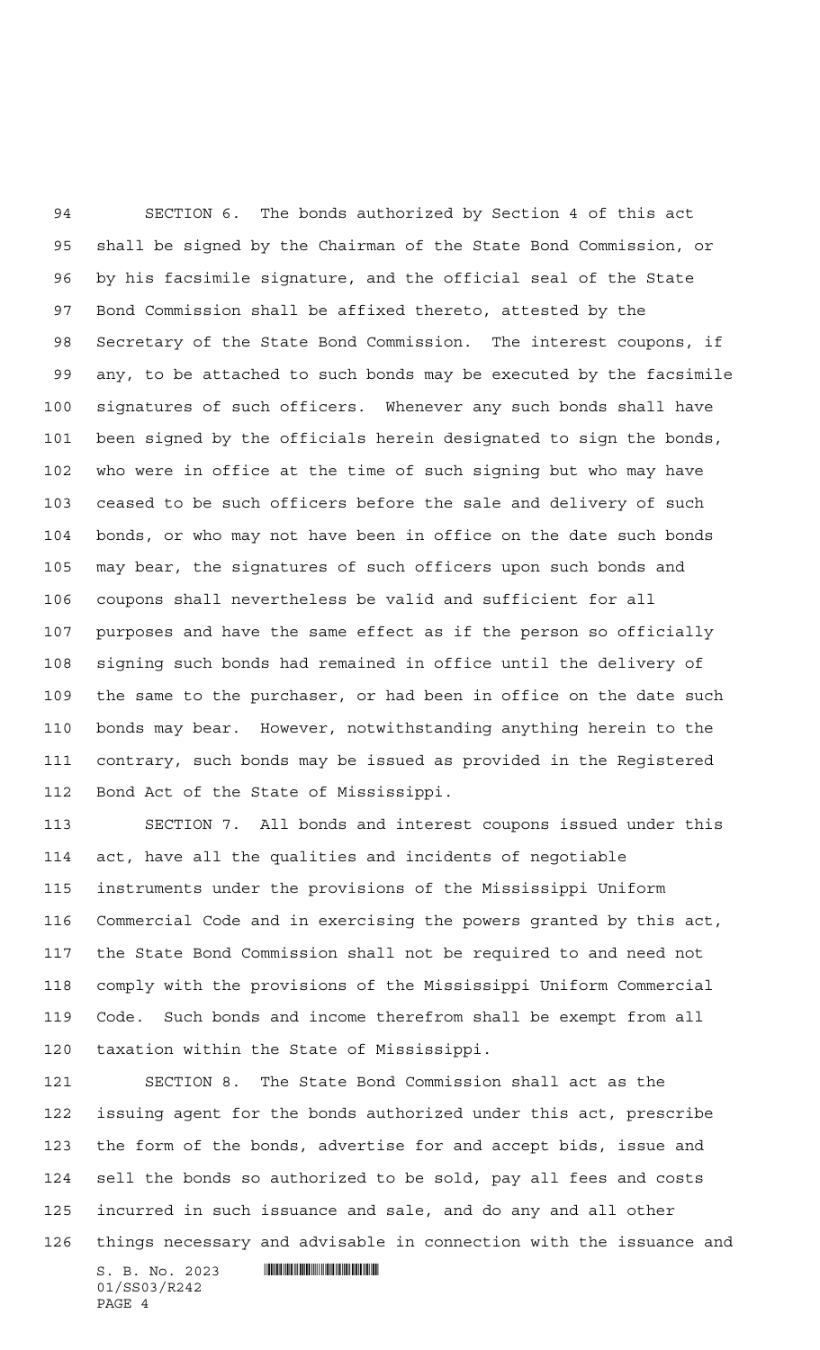SECTION 6. The bonds authorized by Section 4 of this act shall be signed by the Chairman of the State Bond Commission, or by his facsimile signature, and the official seal of the State Bond Commission shall be affixed thereto, attested by the Secretary of the State Bond Commission. The interest coupons, if any, to be attached to such bonds may be executed by the facsimile signatures of such officers. Whenever any such bonds shall have been signed by the officials herein designated to sign the bonds, who were in office at the time of such signing but who may have ceased to be such officers before the sale and delivery of such bonds, or who may not have been in office on the date such bonds may bear, the signatures of such officers upon such bonds and coupons shall nevertheless be valid and sufficient for all purposes and have the same effect as if the person so officially signing such bonds had remained in office until the delivery of the same to the purchaser, or had been in office on the date such bonds may bear. However, notwithstanding anything herein to the contrary, such bonds may be issued as provided in the Registered Bond Act of the State of Mississippi.

SECTION 7. All bonds and interest coupons issued under this act, have all the qualities and incidents of negotiable instruments under the provisions of the Mississippi Uniform Commercial Code and in exercising the powers granted by this act, the State Bond Commission shall not be required to and need not comply with the provisions of the Mississippi Uniform Commercial Code. Such bonds and income therefrom shall be exempt from all taxation within the State of Mississippi.

SECTION 8. The State Bond Commission shall act as the issuing agent for the bonds authorized under this act, prescribe the form of the bonds, advertise for and accept bids, issue and sell the bonds so authorized to be sold, pay all fees and costs incurred in such issuance and sale, and do any and all other things necessary and advisable in connection with the issuance and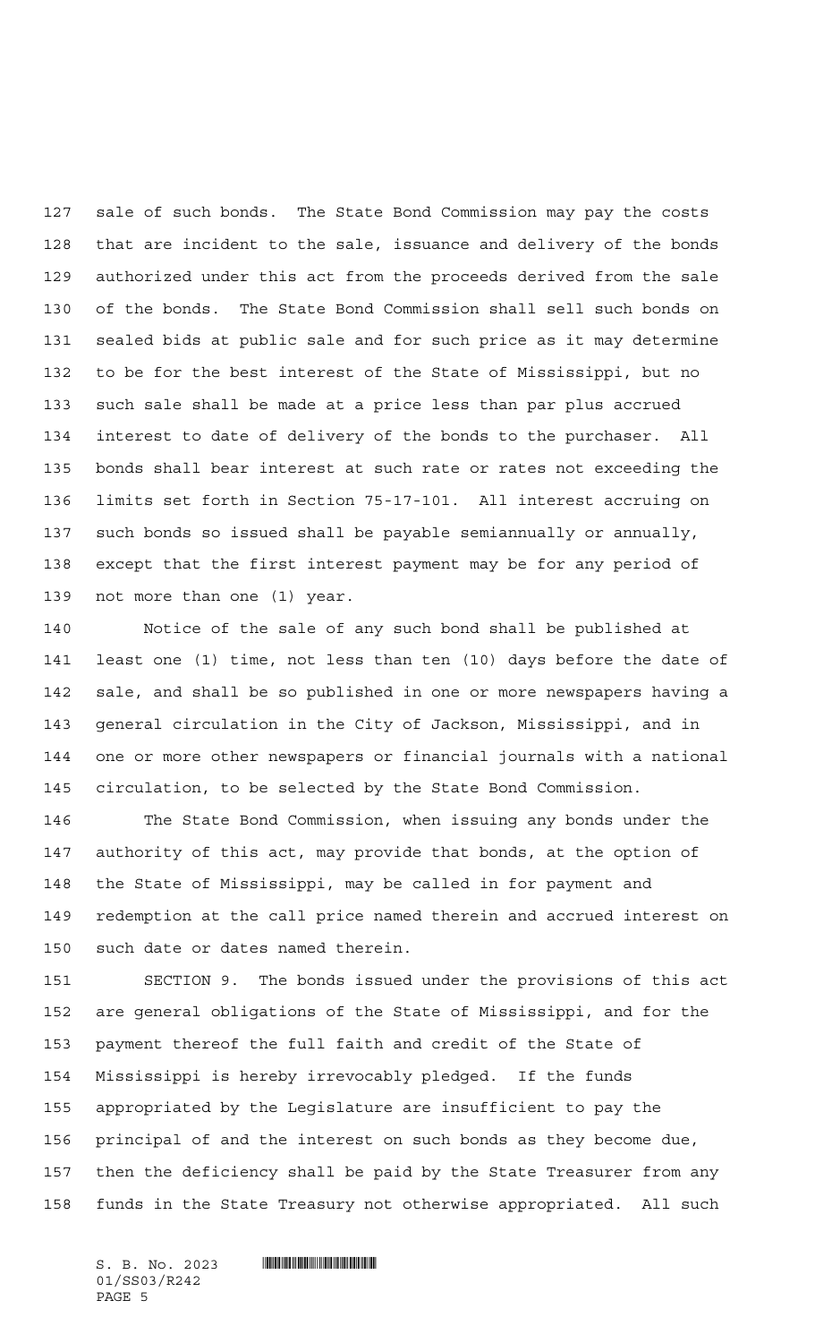sale of such bonds. The State Bond Commission may pay the costs that are incident to the sale, issuance and delivery of the bonds authorized under this act from the proceeds derived from the sale of the bonds. The State Bond Commission shall sell such bonds on sealed bids at public sale and for such price as it may determine to be for the best interest of the State of Mississippi, but no such sale shall be made at a price less than par plus accrued interest to date of delivery of the bonds to the purchaser. All bonds shall bear interest at such rate or rates not exceeding the limits set forth in Section 75-17-101. All interest accruing on such bonds so issued shall be payable semiannually or annually, except that the first interest payment may be for any period of not more than one (1) year.

Notice of the sale of any such bond shall be published at least one (1) time, not less than ten (10) days before the date of sale, and shall be so published in one or more newspapers having a general circulation in the City of Jackson, Mississippi, and in one or more other newspapers or financial journals with a national circulation, to be selected by the State Bond Commission.

The State Bond Commission, when issuing any bonds under the authority of this act, may provide that bonds, at the option of the State of Mississippi, may be called in for payment and redemption at the call price named therein and accrued interest on such date or dates named therein.

SECTION 9. The bonds issued under the provisions of this act are general obligations of the State of Mississippi, and for the payment thereof the full faith and credit of the State of Mississippi is hereby irrevocably pledged. If the funds appropriated by the Legislature are insufficient to pay the principal of and the interest on such bonds as they become due, then the deficiency shall be paid by the State Treasurer from any funds in the State Treasury not otherwise appropriated. All such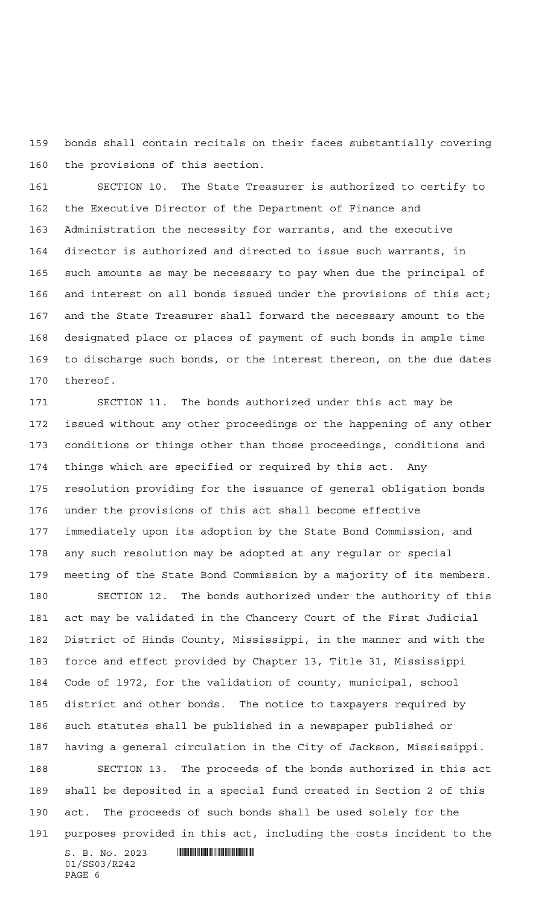bonds shall contain recitals on their faces substantially covering the provisions of this section.

SECTION 10. The State Treasurer is authorized to certify to the Executive Director of the Department of Finance and Administration the necessity for warrants, and the executive director is authorized and directed to issue such warrants, in such amounts as may be necessary to pay when due the principal of and interest on all bonds issued under the provisions of this act; and the State Treasurer shall forward the necessary amount to the designated place or places of payment of such bonds in ample time to discharge such bonds, or the interest thereon, on the due dates thereof.

SECTION 11. The bonds authorized under this act may be issued without any other proceedings or the happening of any other conditions or things other than those proceedings, conditions and things which are specified or required by this act. Any resolution providing for the issuance of general obligation bonds under the provisions of this act shall become effective immediately upon its adoption by the State Bond Commission, and any such resolution may be adopted at any regular or special meeting of the State Bond Commission by a majority of its members.

SECTION 12. The bonds authorized under the authority of this act may be validated in the Chancery Court of the First Judicial District of Hinds County, Mississippi, in the manner and with the force and effect provided by Chapter 13, Title 31, Mississippi Code of 1972, for the validation of county, municipal, school district and other bonds. The notice to taxpayers required by such statutes shall be published in a newspaper published or having a general circulation in the City of Jackson, Mississippi.

SECTION 13. The proceeds of the bonds authorized in this act shall be deposited in a special fund created in Section 2 of this act. The proceeds of such bonds shall be used solely for the purposes provided in this act, including the costs incident to the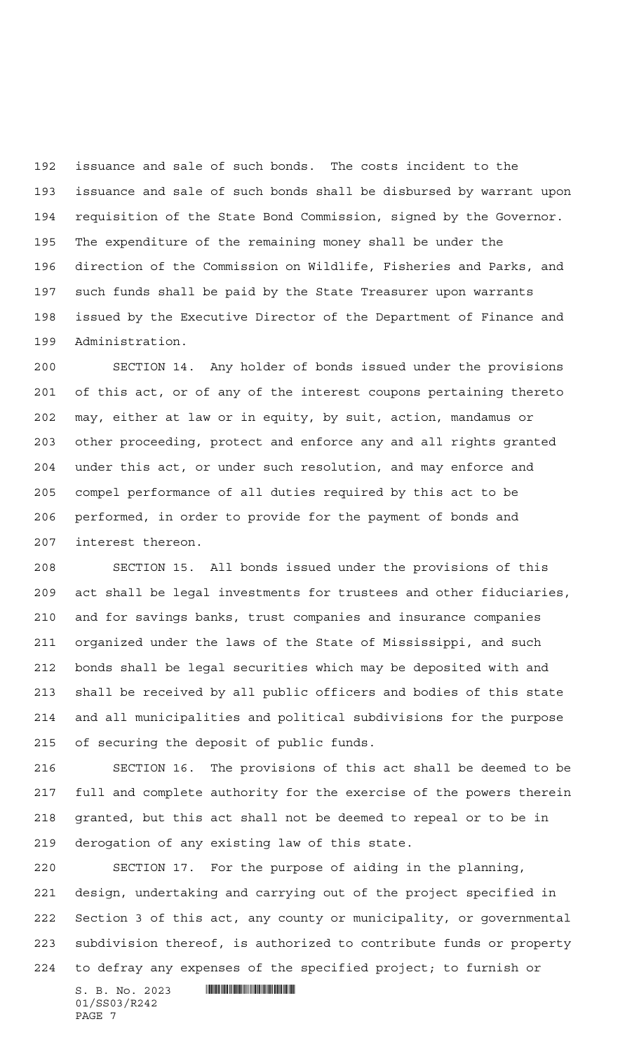issuance and sale of such bonds. The costs incident to the issuance and sale of such bonds shall be disbursed by warrant upon requisition of the State Bond Commission, signed by the Governor. The expenditure of the remaining money shall be under the direction of the Commission on Wildlife, Fisheries and Parks, and such funds shall be paid by the State Treasurer upon warrants issued by the Executive Director of the Department of Finance and Administration.

SECTION 14. Any holder of bonds issued under the provisions of this act, or of any of the interest coupons pertaining thereto may, either at law or in equity, by suit, action, mandamus or other proceeding, protect and enforce any and all rights granted under this act, or under such resolution, and may enforce and compel performance of all duties required by this act to be performed, in order to provide for the payment of bonds and interest thereon.

SECTION 15. All bonds issued under the provisions of this act shall be legal investments for trustees and other fiduciaries, and for savings banks, trust companies and insurance companies organized under the laws of the State of Mississippi, and such bonds shall be legal securities which may be deposited with and shall be received by all public officers and bodies of this state and all municipalities and political subdivisions for the purpose of securing the deposit of public funds.

SECTION 16. The provisions of this act shall be deemed to be full and complete authority for the exercise of the powers therein granted, but this act shall not be deemed to repeal or to be in derogation of any existing law of this state.

SECTION 17. For the purpose of aiding in the planning, design, undertaking and carrying out of the project specified in Section 3 of this act, any county or municipality, or governmental subdivision thereof, is authorized to contribute funds or property to defray any expenses of the specified project; to furnish or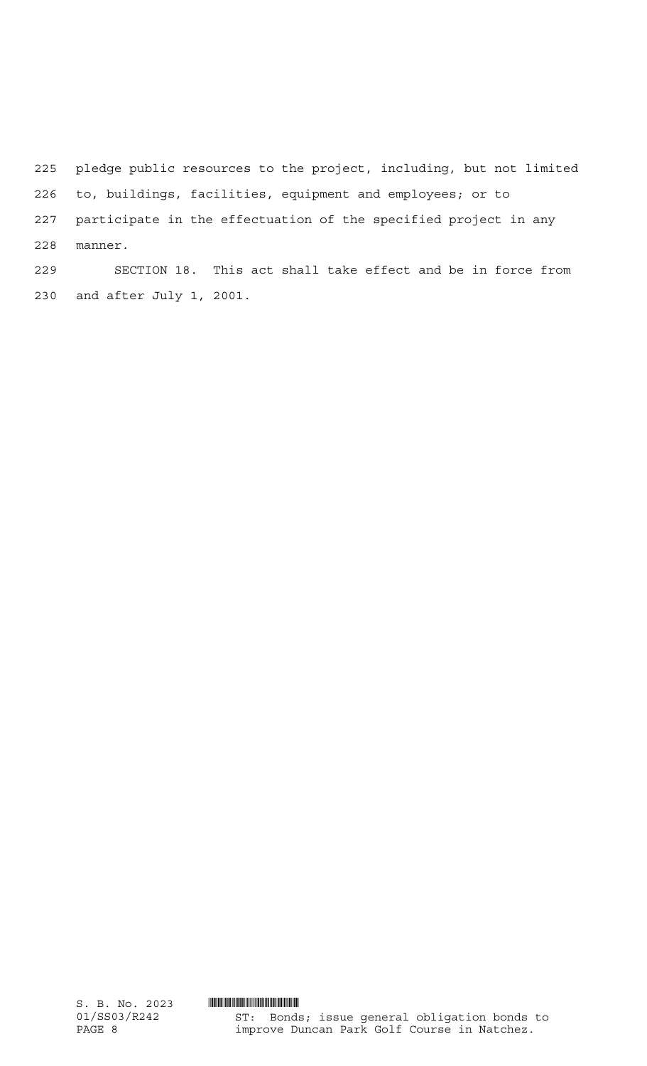225 pledge public resources to the project, including, but not limited
226 to, buildings, facilities, equipment and employees; or to
227 participate in the effectuation of the specified project in any
228 manner.

229 SECTION 18. This act shall take effect and be in force from
230 and after July 1, 2001.